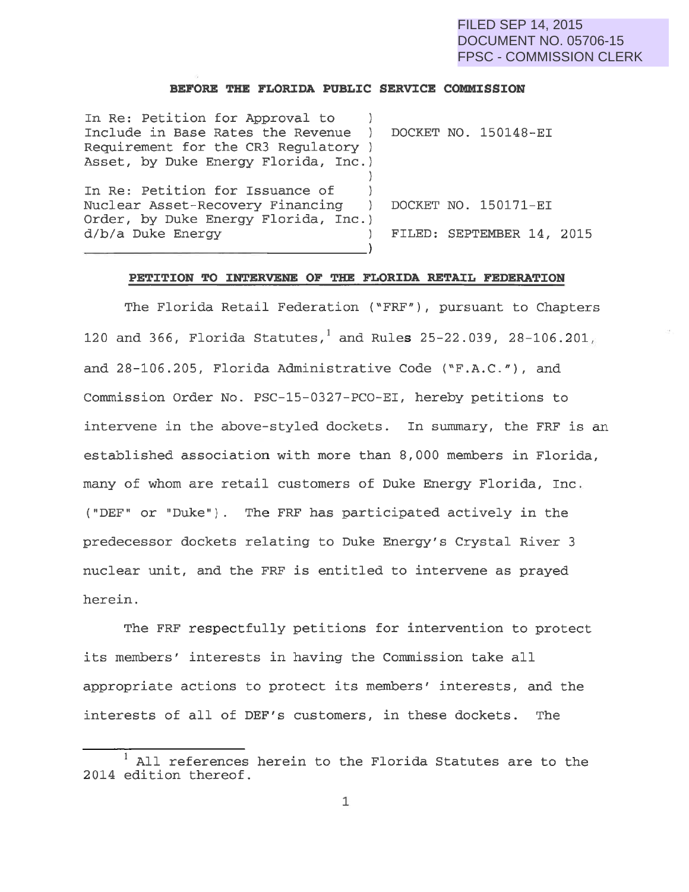FILED SEP 14, 2015
DOCUMENT NO. 05706-15
FPSC - COMMISSION CLERK

**BEFORE THE FLORIDA PUBLIC SERVICE COMMISSION**

| | |
|---|---|
| In Re: Petition for Approval to Include in Base Rates the Revenue Requirement for the CR3 Regulatory Asset, by Duke Energy Florida, Inc. | DOCKET NO. 150148-EI |
| In Re: Petition for Issuance of Nuclear Asset-Recovery Financing Order, by Duke Energy Florida, Inc. d/b/a Duke Energy | DOCKET NO. 150171-EI<br>FILED: SEPTEMBER 14, 2015 |

**PETITION TO INTERVENE OF THE FLORIDA RETAIL FEDERATION**

The Florida Retail Federation ("FRF"), pursuant to Chapters 120 and 366, Florida Statutes,[1] and Rules 25-22.039, 28-106.201, and 28-106.205, Florida Administrative Code ("F.A.C."), and Commission Order No. PSC-15-0327-PCO-EI, hereby petitions to intervene in the above-styled dockets. In summary, the FRF is an established association with more than 8,000 members in Florida, many of whom are retail customers of Duke Energy Florida, Inc. ("DEF" or "Duke"). The FRF has participated actively in the predecessor dockets relating to Duke Energy's Crystal River 3 nuclear unit, and the FRF is entitled to intervene as prayed herein.

The FRF respectfully petitions for intervention to protect its members' interests in having the Commission take all appropriate actions to protect its members' interests, and the interests of all of DEF's customers, in these dockets. The

[1] All references herein to the Florida Statutes are to the 2014 edition thereof.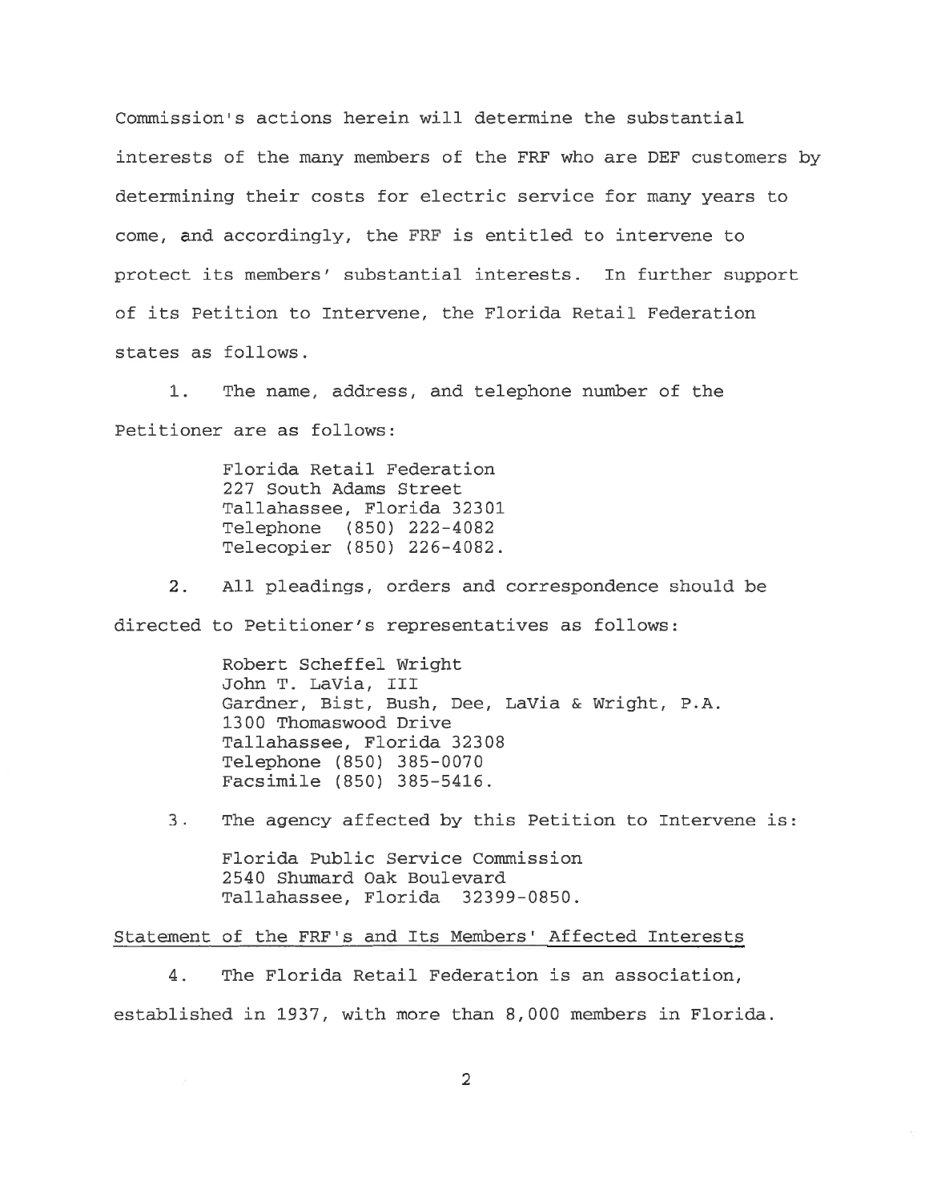Commission's actions herein will determine the substantial interests of the many members of the FRF who are DEF customers by determining their costs for electric service for many years to come, and accordingly, the FRF is entitled to intervene to protect its members' substantial interests. In further support of its Petition to Intervene, the Florida Retail Federation states as follows.

1. The name, address, and telephone number of the Petitioner are as follows:

   Florida Retail Federation
   227 South Adams Street
   Tallahassee, Florida 32301
   Telephone (850) 222-4082
   Telecopier (850) 226-4082.

2. All pleadings, orders and correspondence should be directed to Petitioner's representatives as follows:

   Robert Scheffel Wright
   John T. LaVia, III
   Gardner, Bist, Bush, Dee, LaVia & Wright, P.A.
   1300 Thomaswood Drive
   Tallahassee, Florida 32308
   Telephone (850) 385-0070
   Facsimile (850) 385-5416.

3. The agency affected by this Petition to Intervene is:

   Florida Public Service Commission
   2540 Shumard Oak Boulevard
   Tallahassee, Florida 32399-0850.

<u>Statement of the FRF's and Its Members' Affected Interests</u>

4. The Florida Retail Federation is an association, established in 1937, with more than 8,000 members in Florida.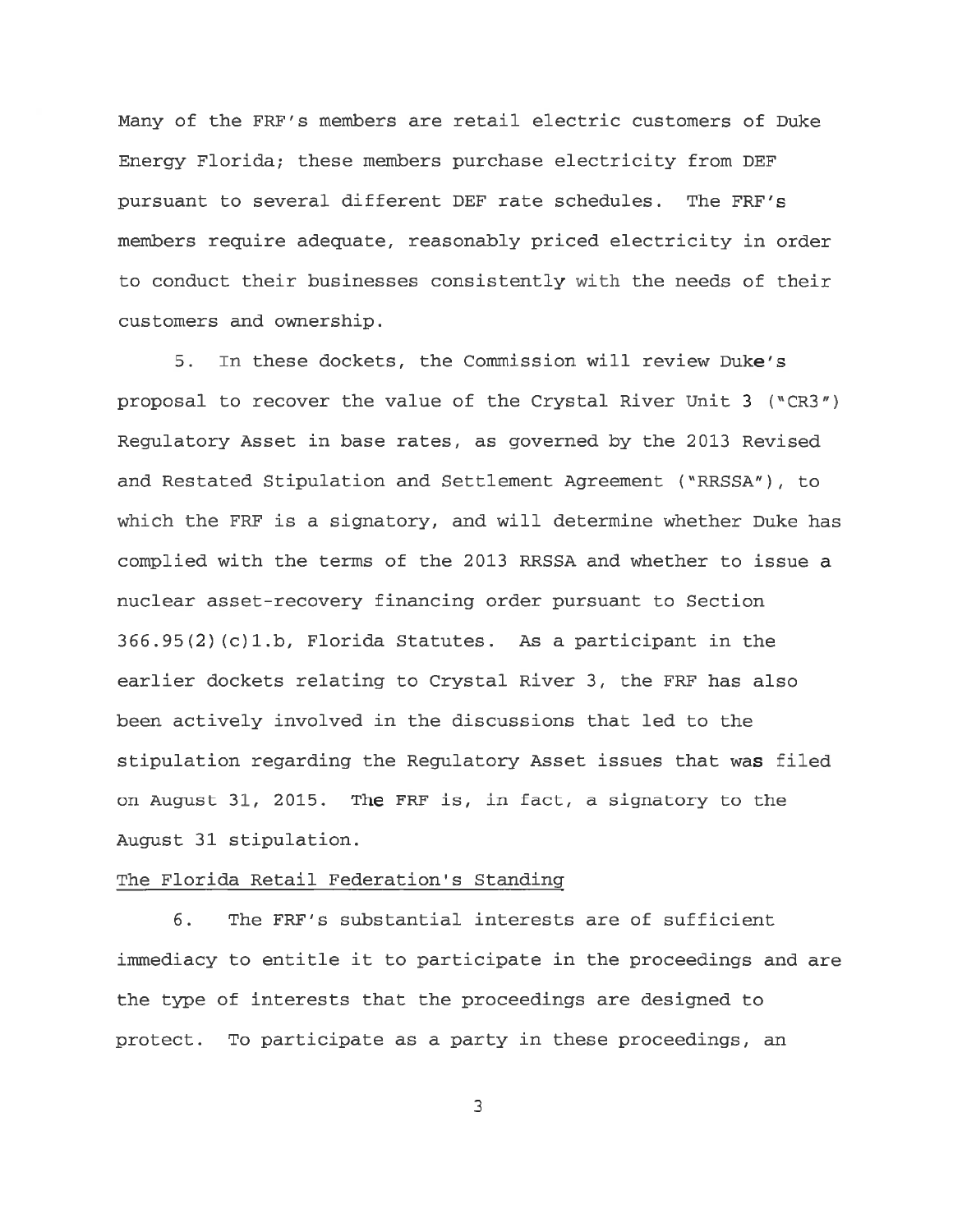Many of the FRF's members are retail electric customers of Duke Energy Florida; these members purchase electricity from DEF pursuant to several different DEF rate schedules. The FRF's members require adequate, reasonably priced electricity in order to conduct their businesses consistently with the needs of their customers and ownership.

5. In these dockets, the Commission will review Duke's proposal to recover the value of the Crystal River Unit 3 ("CR3") Regulatory Asset in base rates, as governed by the 2013 Revised and Restated Stipulation and Settlement Agreement ("RRSSA"), to which the FRF is a signatory, and will determine whether Duke has complied with the terms of the 2013 RRSSA and whether to issue a nuclear asset-recovery financing order pursuant to Section 366.95(2)(c)1.b, Florida Statutes. As a participant in the earlier dockets relating to Crystal River 3, the FRF has also been actively involved in the discussions that led to the stipulation regarding the Regulatory Asset issues that was filed on August 31, 2015. The FRF is, in fact, a signatory to the August 31 stipulation.

The Florida Retail Federation's Standing

6. The FRF's substantial interests are of sufficient immediacy to entitle it to participate in the proceedings and are the type of interests that the proceedings are designed to protect. To participate as a party in these proceedings, an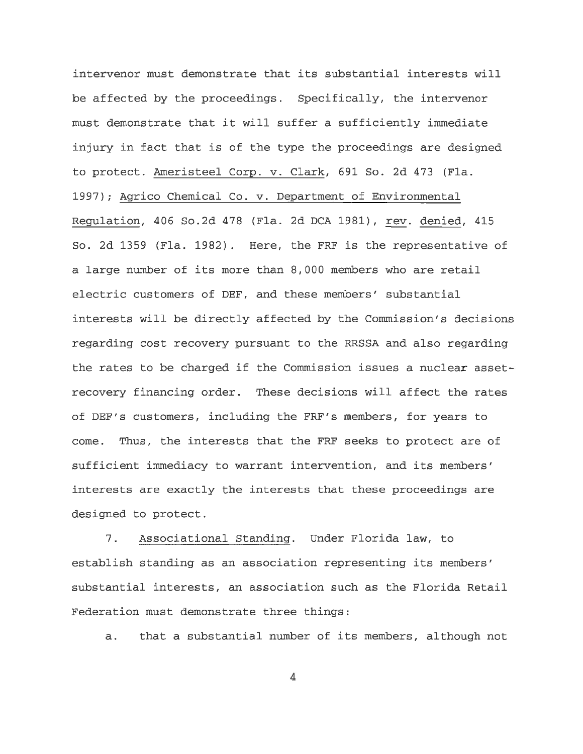intervenor must demonstrate that its substantial interests will be affected by the proceedings. Specifically, the intervenor must demonstrate that it will suffer a sufficiently immediate injury in fact that is of the type the proceedings are designed to protect. Ameristeel Corp. v. Clark, 691 So. 2d 473 (Fla. 1997); Agrico Chemical Co. v. Department of Environmental Regulation, 406 So.2d 478 (Fla. 2d DCA 1981), rev. denied, 415 So. 2d 1359 (Fla. 1982). Here, the FRF is the representative of a large number of its more than 8,000 members who are retail electric customers of DEF, and these members' substantial interests will be directly affected by the Commission's decisions regarding cost recovery pursuant to the RRSSA and also regarding the rates to be charged if the Commission issues a nuclear asset-recovery financing order. These decisions will affect the rates of DEF's customers, including the FRF's members, for years to come. Thus, the interests that the FRF seeks to protect are of sufficient immediacy to warrant intervention, and its members' interests are exactly the interests that these proceedings are designed to protect.

7. Associational Standing. Under Florida law, to establish standing as an association representing its members' substantial interests, an association such as the Florida Retail Federation must demonstrate three things:

a. that a substantial number of its members, although not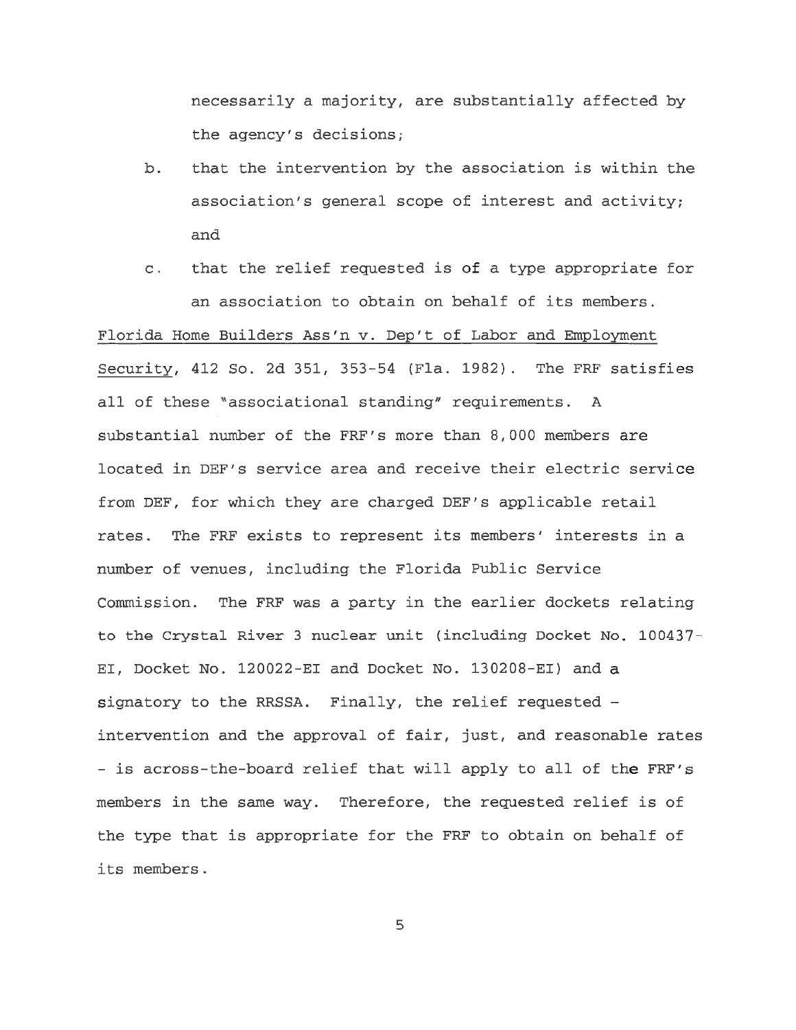necessarily a majority, are substantially affected by the agency's decisions;

b. that the intervention by the association is within the association's general scope of interest and activity; and

c. that the relief requested is of a type appropriate for an association to obtain on behalf of its members.

Florida Home Builders Ass'n v. Dep't of Labor and Employment Security, 412 So. 2d 351, 353-54 (Fla. 1982). The FRF satisfies all of these "associational standing" requirements. A substantial number of the FRF's more than 8,000 members are located in DEF's service area and receive their electric service from DEF, for which they are charged DEF's applicable retail rates. The FRF exists to represent its members' interests in a number of venues, including the Florida Public Service Commission. The FRF was a party in the earlier dockets relating to the Crystal River 3 nuclear unit (including Docket No. 100437-EI, Docket No. 120022-EI and Docket No. 130208-EI) and a signatory to the RRSSA. Finally, the relief requested - intervention and the approval of fair, just, and reasonable rates - is across-the-board relief that will apply to all of the FRF's members in the same way. Therefore, the requested relief is of the type that is appropriate for the FRF to obtain on behalf of its members.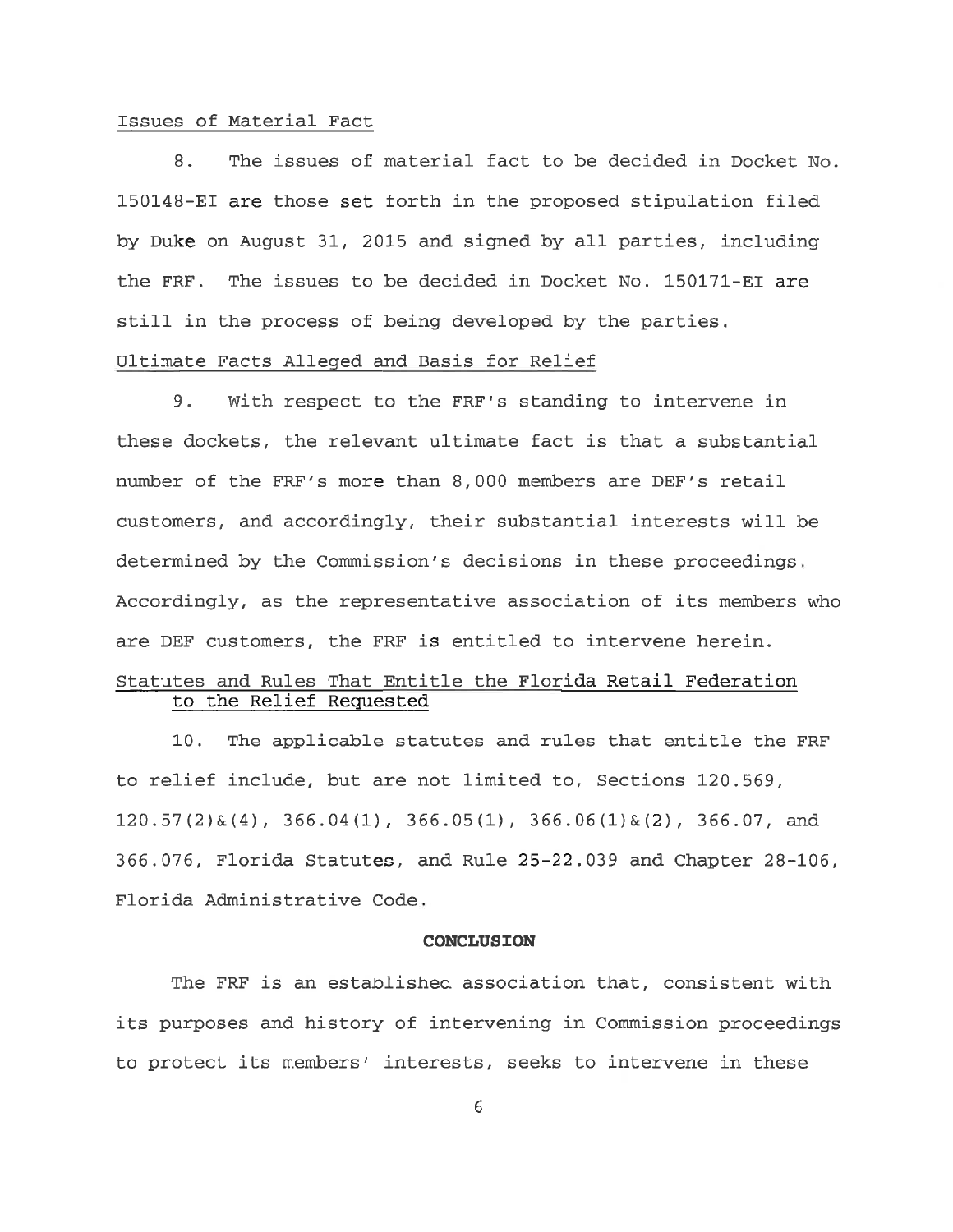Issues of Material Fact

8. The issues of material fact to be decided in Docket No. 150148-EI are those set forth in the proposed stipulation filed by Duke on August 31, 2015 and signed by all parties, including the FRF. The issues to be decided in Docket No. 150171-EI are still in the process of being developed by the parties.

Ultimate Facts Alleged and Basis for Relief

9. With respect to the FRF's standing to intervene in these dockets, the relevant ultimate fact is that a substantial number of the FRF's more than 8,000 members are DEF's retail customers, and accordingly, their substantial interests will be determined by the Commission's decisions in these proceedings. Accordingly, as the representative association of its members who are DEF customers, the FRF is entitled to intervene herein.

Statutes and Rules That Entitle the Florida Retail Federation to the Relief Requested

10. The applicable statutes and rules that entitle the FRF to relief include, but are not limited to, Sections 120.569, 120.57(2)&(4), 366.04(1), 366.05(1), 366.06(1)&(2), 366.07, and 366.076, Florida Statutes, and Rule 25-22.039 and Chapter 28-106, Florida Administrative Code.

## CONCLUSION

The FRF is an established association that, consistent with its purposes and history of intervening in Commission proceedings to protect its members' interests, seeks to intervene in these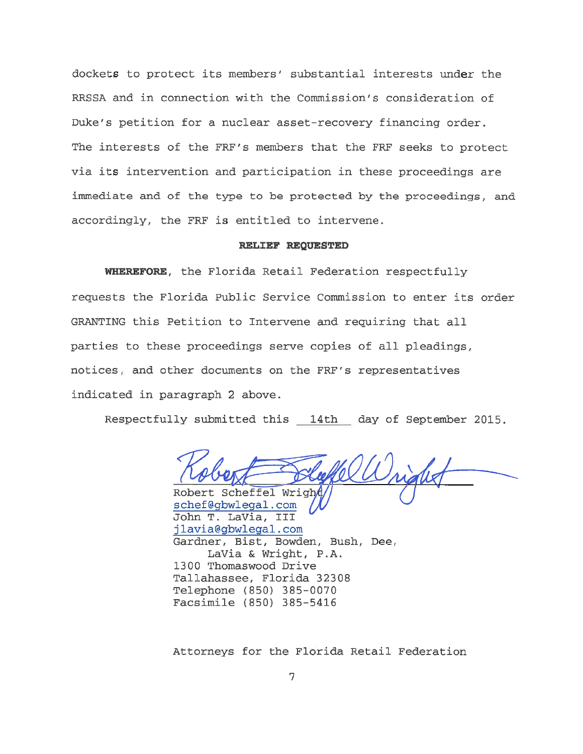dockets to protect its members' substantial interests under the RRSSA and in connection with the Commission's consideration of Duke's petition for a nuclear asset-recovery financing order. The interests of the FRF's members that the FRF seeks to protect via its intervention and participation in these proceedings are immediate and of the type to be protected by the proceedings, and accordingly, the FRF is entitled to intervene.

**RELIEF REQUESTED**

**WHEREFORE**, the Florida Retail Federation respectfully requests the Florida Public Service Commission to enter its order GRANTING this Petition to Intervene and requiring that all parties to these proceedings serve copies of all pleadings, notices, and other documents on the FRF's representatives indicated in paragraph 2 above.

Respectfully submitted this 14th day of September 2015.

Robert Scheffel Wright
schef@gbwlegal.com
John T. LaVia, III
jlavia@gbwlegal.com
Gardner, Bist, Bowden, Bush, Dee, LaVia & Wright, P.A.
1300 Thomaswood Drive
Tallahassee, Florida 32308
Telephone (850) 385-0070
Facsimile (850) 385-5416

Attorneys for the Florida Retail Federation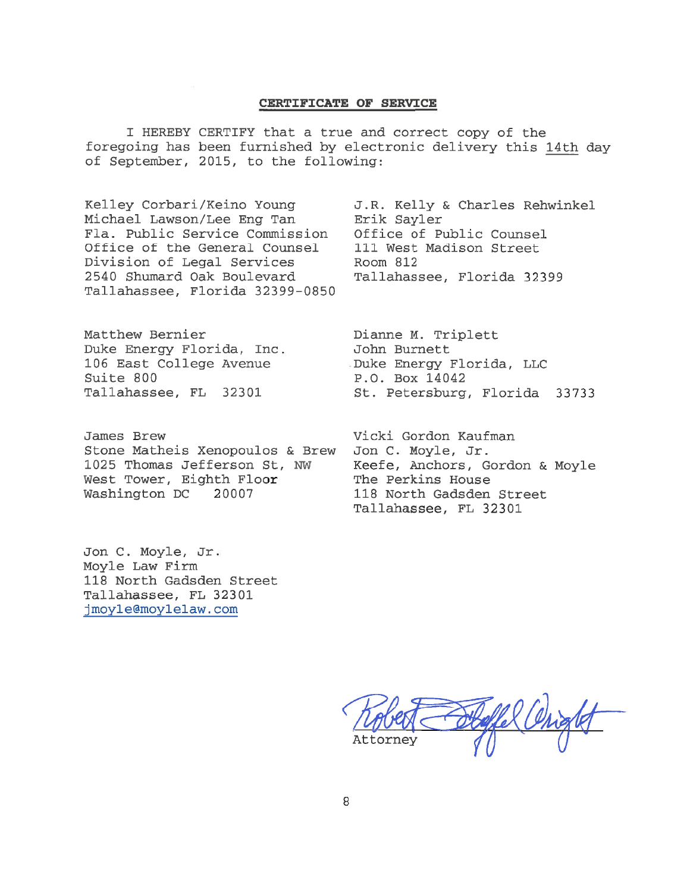**CERTIFICATE OF SERVICE**

I HEREBY CERTIFY that a true and correct copy of the foregoing has been furnished by electronic delivery this 14th day of September, 2015, to the following:

Kelley Corbari/Keino Young
Michael Lawson/Lee Eng Tan
Fla. Public Service Commission
Office of the General Counsel
Division of Legal Services
2540 Shumard Oak Boulevard
Tallahassee, Florida 32399-0850

J.R. Kelly & Charles Rehwinkel
Erik Sayler
Office of Public Counsel
111 West Madison Street
Room 812
Tallahassee, Florida 32399

Matthew Bernier
Duke Energy Florida, Inc.
106 East College Avenue
Suite 800
Tallahassee, FL 32301

Dianne M. Triplett
John Burnett
Duke Energy Florida, LLC
P.O. Box 14042
St. Petersburg, Florida 33733

James Brew
Stone Matheis Xenopoulos & Brew
1025 Thomas Jefferson St, NW
West Tower, Eighth Floor
Washington DC 20007

Vicki Gordon Kaufman
Jon C. Moyle, Jr.
Keefe, Anchors, Gordon & Moyle
The Perkins House
118 North Gadsden Street
Tallahassee, FL 32301

Jon C. Moyle, Jr.
Moyle Law Firm
118 North Gadsden Street
Tallahassee, FL 32301
jmoyle@moylelaw.com

Robert Scheffel Wright
Attorney